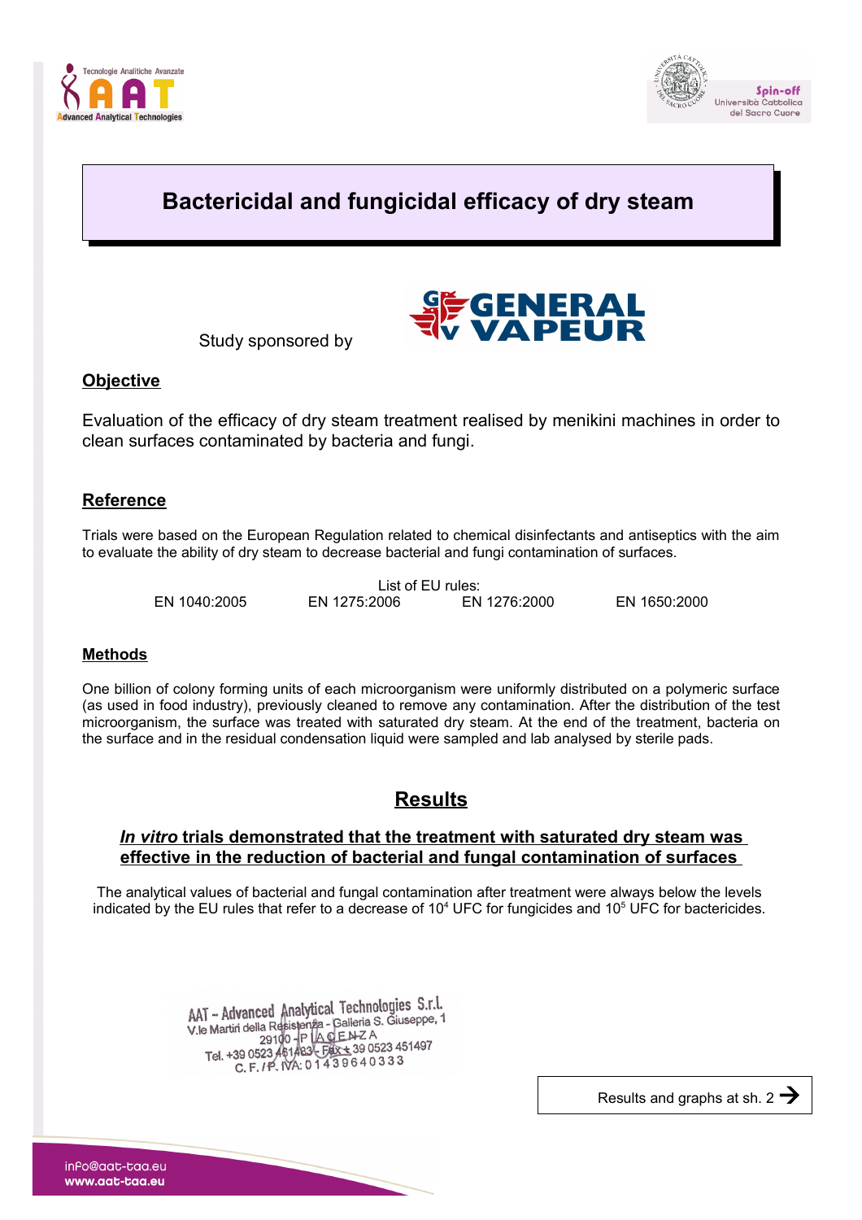Tecnologie Analitiche Avanzate

AAT

Advanced Analytical Technologies

Spin-off
Università Cattolica
del Sacro Cuore

# Bactericidal and fungicidal efficacy of dry steam

Study sponsored by GENERAL VAPEUR

## Objective

Evaluation of the efficacy of dry steam treatment realised by menikini machines in order to clean surfaces contaminated by bacteria and fungi.

## Reference

Trials were based on the European Regulation related to chemical disinfectants and antiseptics with the aim to evaluate the ability of dry steam to decrease bacterial and fungi contamination of surfaces.

List of EU rules:

EN 1040:2005 EN 1275:2006 EN 1276:2000 EN 1650:2000

## Methods

One billion of colony forming units of each microorganism were uniformly distributed on a polymeric surface (as used in food industry), previously cleaned to remove any contamination. After the distribution of the test microorganism, the surface was treated with saturated dry steam. At the end of the treatment, bacteria on the surface and in the residual condensation liquid were sampled and lab analysed by sterile pads.

## Results

***In vitro* trials demonstrated that the treatment with saturated dry steam was effective in the reduction of bacterial and fungal contamination of surfaces**

The analytical values of bacterial and fungal contamination after treatment were always below the levels indicated by the EU rules that refer to a decrease of $10^4$ UFC for fungicides and $10^5$ UFC for bactericides.

AAT - Advanced Analytical Technologies S.r.l.
V.le Martiri della Resistenza - Galleria S. Giuseppe, 1
29100 - PIACENZA
Tel. +39 0523 461483 - Fax +39 0523 451497
C. F. / P. IVA: 01439640333

Results and graphs at sh. 2 →

info@aat-taa.eu
www.aat-taa.eu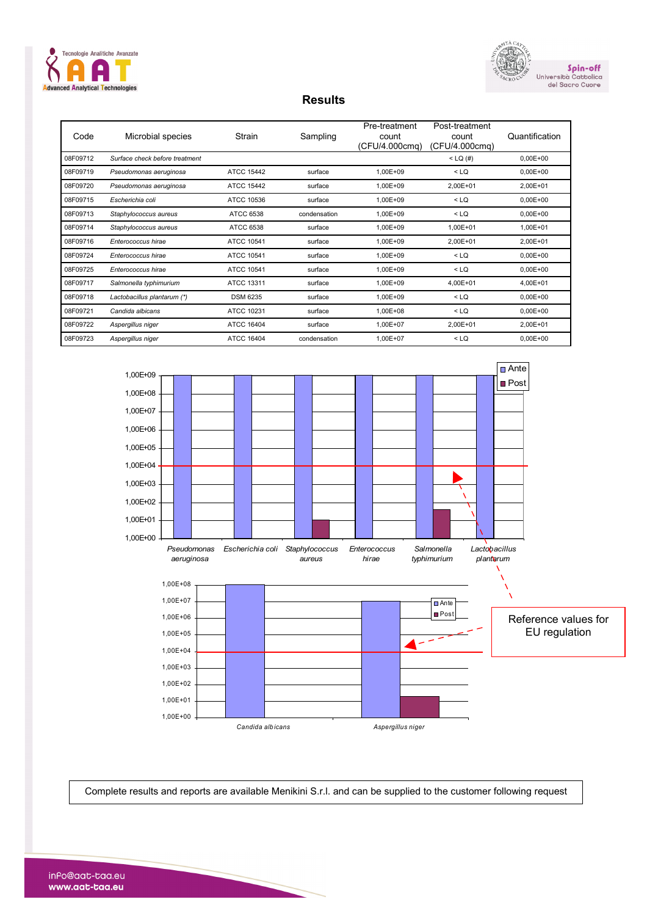## Results

| Code | Microbial species | Strain | Sampling | Pre-treatment count (CFU/4.000cmq) | Post-treatment count (CFU/4.000cmq) | Quantification |
|---|---|---|---|---|---|---|
| 08F09712 | *Surface check before treatment* | | | | < LQ (#) | 0,00E+00 |
| 08F09719 | *Pseudomonas aeruginosa* | ATCC 15442 | surface | 1,00E+09 | < LQ | 0,00E+00 |
| 08F09720 | *Pseudomonas aeruginosa* | ATCC 15442 | surface | 1,00E+09 | 2,00E+01 | 2,00E+01 |
| 08F09715 | *Escherichia coli* | ATCC 10536 | surface | 1,00E+09 | < LQ | 0,00E+00 |
| 08F09713 | *Staphylococcus aureus* | ATCC 6538 | condensation | 1,00E+09 | < LQ | 0,00E+00 |
| 08F09714 | *Staphylococcus aureus* | ATCC 6538 | surface | 1,00E+09 | 1,00E+01 | 1,00E+01 |
| 08F09716 | *Enterococcus hirae* | ATCC 10541 | surface | 1,00E+09 | 2,00E+01 | 2,00E+01 |
| 08F09724 | *Enterococcus hirae* | ATCC 10541 | surface | 1,00E+09 | < LQ | 0,00E+00 |
| 08F09725 | *Enterococcus hirae* | ATCC 10541 | surface | 1,00E+09 | < LQ | 0,00E+00 |
| 08F09717 | *Salmonella typhimurium* | ATCC 13311 | surface | 1,00E+09 | 4,00E+01 | 4,00E+01 |
| 08F09718 | *Lactobacillus plantarum (*)* | DSM 6235 | surface | 1,00E+09 | < LQ | 0,00E+00 |
| 08F09721 | *Candida albicans* | ATCC 10231 | surface | 1,00E+08 | < LQ | 0,00E+00 |
| 08F09722 | *Aspergillus niger* | ATCC 16404 | surface | 1,00E+07 | 2,00E+01 | 2,00E+01 |
| 08F09723 | *Aspergillus niger* | ATCC 16404 | condensation | 1,00E+07 | < LQ | 0,00E+00 |

1,00E+09
1,00E+08
1,00E+07
1,00E+06
1,00E+05
1,00E+04
1,00E+03
1,00E+02
1,00E+01
1,00E+00

Ante
Post

*Pseudomonas aeruginosa* · *Escherichia coli* · *Staphylococcus aureus* · *Enterococcus hirae* · *Salmonella typhimurium* · *Lactobacillus plantarum*

1,00E+08
1,00E+07
1,00E+06
1,00E+05
1,00E+04
1,00E+03
1,00E+02
1,00E+01
1,00E+00

Ante
Post

*Candida albicans* · *Aspergillus niger*

Reference values for EU regulation

Complete results and reports are available Menikini S.r.l. and can be supplied to the customer following request